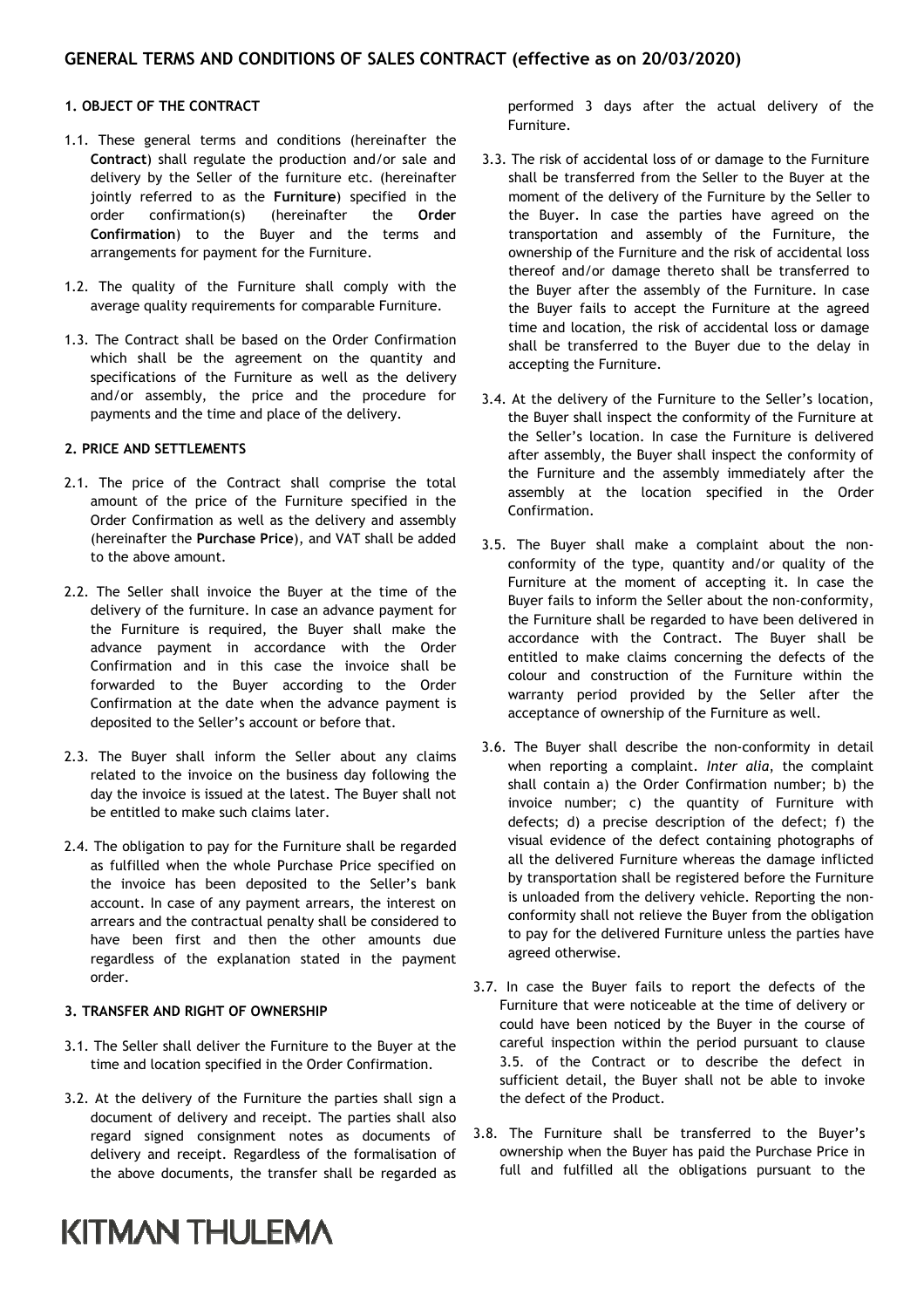## GENERAL TERMS AND CONDITIONS OF SALES CONTRACT (effective as on 20/03/2020)

### 1. OBJECT OF THE CONTRACT

1.1. These general terms and conditions (hereinafter the **Contract**) shall regulate the production and/or sale and delivery by the Seller of the furniture etc. (hereinafter jointly referred to as the **Furniture**) specified in the order confirmation(s) (hereinafter the **Order Confirmation**) to the Buyer and the terms and arrangements for payment for the Furniture.

1.2. The quality of the Furniture shall comply with the average quality requirements for comparable Furniture.

1.3. The Contract shall be based on the Order Confirmation which shall be the agreement on the quantity and specifications of the Furniture as well as the delivery and/or assembly, the price and the procedure for payments and the time and place of the delivery.

### 2. PRICE AND SETTLEMENTS

2.1. The price of the Contract shall comprise the total amount of the price of the Furniture specified in the Order Confirmation as well as the delivery and assembly (hereinafter the **Purchase Price**), and VAT shall be added to the above amount.

2.2. The Seller shall invoice the Buyer at the time of the delivery of the furniture. In case an advance payment for the Furniture is required, the Buyer shall make the advance payment in accordance with the Order Confirmation and in this case the invoice shall be forwarded to the Buyer according to the Order Confirmation at the date when the advance payment is deposited to the Seller's account or before that.

2.3. The Buyer shall inform the Seller about any claims related to the invoice on the business day following the day the invoice is issued at the latest. The Buyer shall not be entitled to make such claims later.

2.4. The obligation to pay for the Furniture shall be regarded as fulfilled when the whole Purchase Price specified on the invoice has been deposited to the Seller's bank account. In case of any payment arrears, the interest on arrears and the contractual penalty shall be considered to have been first and then the other amounts due regardless of the explanation stated in the payment order.

### 3. TRANSFER AND RIGHT OF OWNERSHIP

3.1. The Seller shall deliver the Furniture to the Buyer at the time and location specified in the Order Confirmation.

3.2. At the delivery of the Furniture the parties shall sign a document of delivery and receipt. The parties shall also regard signed consignment notes as documents of delivery and receipt. Regardless of the formalisation of the above documents, the transfer shall be regarded as performed 3 days after the actual delivery of the Furniture.

3.3. The risk of accidental loss of or damage to the Furniture shall be transferred from the Seller to the Buyer at the moment of the delivery of the Furniture by the Seller to the Buyer. In case the parties have agreed on the transportation and assembly of the Furniture, the ownership of the Furniture and the risk of accidental loss thereof and/or damage thereto shall be transferred to the Buyer after the assembly of the Furniture. In case the Buyer fails to accept the Furniture at the agreed time and location, the risk of accidental loss or damage shall be transferred to the Buyer due to the delay in accepting the Furniture.

3.4. At the delivery of the Furniture to the Seller's location, the Buyer shall inspect the conformity of the Furniture at the Seller's location. In case the Furniture is delivered after assembly, the Buyer shall inspect the conformity of the Furniture and the assembly immediately after the assembly at the location specified in the Order Confirmation.

3.5. The Buyer shall make a complaint about the non-conformity of the type, quantity and/or quality of the Furniture at the moment of accepting it. In case the Buyer fails to inform the Seller about the non-conformity, the Furniture shall be regarded to have been delivered in accordance with the Contract. The Buyer shall be entitled to make claims concerning the defects of the colour and construction of the Furniture within the warranty period provided by the Seller after the acceptance of ownership of the Furniture as well.

3.6. The Buyer shall describe the non-conformity in detail when reporting a complaint. *Inter alia*, the complaint shall contain a) the Order Confirmation number; b) the invoice number; c) the quantity of Furniture with defects; d) a precise description of the defect; f) the visual evidence of the defect containing photographs of all the delivered Furniture whereas the damage inflicted by transportation shall be registered before the Furniture is unloaded from the delivery vehicle. Reporting the non-conformity shall not relieve the Buyer from the obligation to pay for the delivered Furniture unless the parties have agreed otherwise.

3.7. In case the Buyer fails to report the defects of the Furniture that were noticeable at the time of delivery or could have been noticed by the Buyer in the course of careful inspection within the period pursuant to clause 3.5. of the Contract or to describe the defect in sufficient detail, the Buyer shall not be able to invoke the defect of the Product.

3.8. The Furniture shall be transferred to the Buyer's ownership when the Buyer has paid the Purchase Price in full and fulfilled all the obligations pursuant to the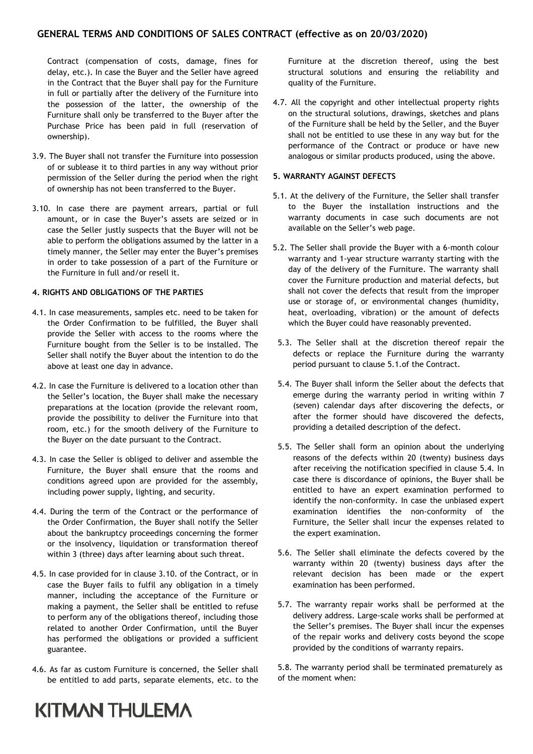Contract (compensation of costs, damage, fines for delay, etc.). In case the Buyer and the Seller have agreed in the Contract that the Buyer shall pay for the Furniture in full or partially after the delivery of the Furniture into the possession of the latter, the ownership of the Furniture shall only be transferred to the Buyer after the Purchase Price has been paid in full (reservation of ownership).

3.9. The Buyer shall not transfer the Furniture into possession of or sublease it to third parties in any way without prior permission of the Seller during the period when the right of ownership has not been transferred to the Buyer.

3.10. In case there are payment arrears, partial or full amount, or in case the Buyer's assets are seized or in case the Seller justly suspects that the Buyer will not be able to perform the obligations assumed by the latter in a timely manner, the Seller may enter the Buyer's premises in order to take possession of a part of the Furniture or the Furniture in full and/or resell it.

**4. RIGHTS AND OBLIGATIONS OF THE PARTIES**

4.1. In case measurements, samples etc. need to be taken for the Order Confirmation to be fulfilled, the Buyer shall provide the Seller with access to the rooms where the Furniture bought from the Seller is to be installed. The Seller shall notify the Buyer about the intention to do the above at least one day in advance.

4.2. In case the Furniture is delivered to a location other than the Seller's location, the Buyer shall make the necessary preparations at the location (provide the relevant room, provide the possibility to deliver the Furniture into that room, etc.) for the smooth delivery of the Furniture to the Buyer on the date pursuant to the Contract.

4.3. In case the Seller is obliged to deliver and assemble the Furniture, the Buyer shall ensure that the rooms and conditions agreed upon are provided for the assembly, including power supply, lighting, and security.

4.4. During the term of the Contract or the performance of the Order Confirmation, the Buyer shall notify the Seller about the bankruptcy proceedings concerning the former or the insolvency, liquidation or transformation thereof within 3 (three) days after learning about such threat.

4.5. In case provided for in clause 3.10. of the Contract, or in case the Buyer fails to fulfil any obligation in a timely manner, including the acceptance of the Furniture or making a payment, the Seller shall be entitled to refuse to perform any of the obligations thereof, including those related to another Order Confirmation, until the Buyer has performed the obligations or provided a sufficient guarantee.

4.6. As far as custom Furniture is concerned, the Seller shall be entitled to add parts, separate elements, etc. to the Furniture at the discretion thereof, using the best structural solutions and ensuring the reliability and quality of the Furniture.

4.7. All the copyright and other intellectual property rights on the structural solutions, drawings, sketches and plans of the Furniture shall be held by the Seller, and the Buyer shall not be entitled to use these in any way but for the performance of the Contract or produce or have new analogous or similar products produced, using the above.

**5. WARRANTY AGAINST DEFECTS**

5.1. At the delivery of the Furniture, the Seller shall transfer to the Buyer the installation instructions and the warranty documents in case such documents are not available on the Seller's web page.

5.2. The Seller shall provide the Buyer with a 6-month colour warranty and 1-year structure warranty starting with the day of the delivery of the Furniture. The warranty shall cover the Furniture production and material defects, but shall not cover the defects that result from the improper use or storage of, or environmental changes (humidity, heat, overloading, vibration) or the amount of defects which the Buyer could have reasonably prevented.

5.3. The Seller shall at the discretion thereof repair the defects or replace the Furniture during the warranty period pursuant to clause 5.1.of the Contract.

5.4. The Buyer shall inform the Seller about the defects that emerge during the warranty period in writing within 7 (seven) calendar days after discovering the defects, or after the former should have discovered the defects, providing a detailed description of the defect.

5.5. The Seller shall form an opinion about the underlying reasons of the defects within 20 (twenty) business days after receiving the notification specified in clause 5.4. In case there is discordance of opinions, the Buyer shall be entitled to have an expert examination performed to identify the non-conformity. In case the unbiased expert examination identifies the non-conformity of the Furniture, the Seller shall incur the expenses related to the expert examination.

5.6. The Seller shall eliminate the defects covered by the warranty within 20 (twenty) business days after the relevant decision has been made or the expert examination has been performed.

5.7. The warranty repair works shall be performed at the delivery address. Large-scale works shall be performed at the Seller's premises. The Buyer shall incur the expenses of the repair works and delivery costs beyond the scope provided by the conditions of warranty repairs.

5.8. The warranty period shall be terminated prematurely as of the moment when: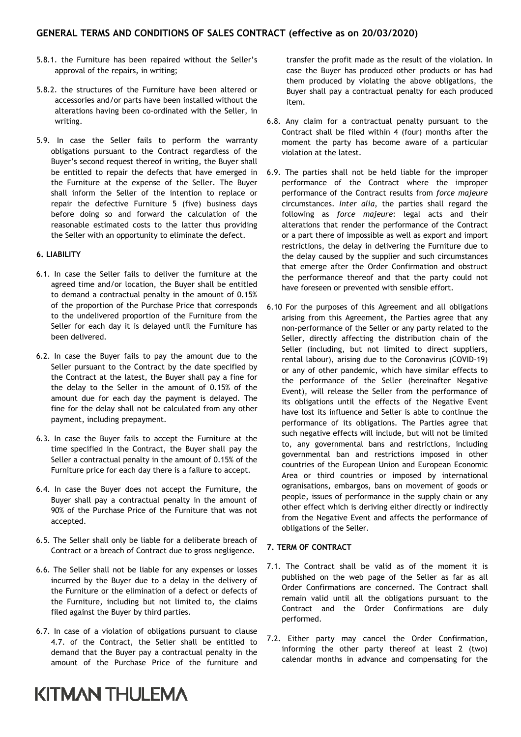5.8.1. the Furniture has been repaired without the Seller's approval of the repairs, in writing;

5.8.2. the structures of the Furniture have been altered or accessories and/or parts have been installed without the alterations having been co-ordinated with the Seller, in writing.

5.9. In case the Seller fails to perform the warranty obligations pursuant to the Contract regardless of the Buyer's second request thereof in writing, the Buyer shall be entitled to repair the defects that have emerged in the Furniture at the expense of the Seller. The Buyer shall inform the Seller of the intention to replace or repair the defective Furniture 5 (five) business days before doing so and forward the calculation of the reasonable estimated costs to the latter thus providing the Seller with an opportunity to eliminate the defect.

## 6. LIABILITY

6.1. In case the Seller fails to deliver the furniture at the agreed time and/or location, the Buyer shall be entitled to demand a contractual penalty in the amount of 0.15% of the proportion of the Purchase Price that corresponds to the undelivered proportion of the Furniture from the Seller for each day it is delayed until the Furniture has been delivered.

6.2. In case the Buyer fails to pay the amount due to the Seller pursuant to the Contract by the date specified by the Contract at the latest, the Buyer shall pay a fine for the delay to the Seller in the amount of 0.15% of the amount due for each day the payment is delayed. The fine for the delay shall not be calculated from any other payment, including prepayment.

6.3. In case the Buyer fails to accept the Furniture at the time specified in the Contract, the Buyer shall pay the Seller a contractual penalty in the amount of 0.15% of the Furniture price for each day there is a failure to accept.

6.4. In case the Buyer does not accept the Furniture, the Buyer shall pay a contractual penalty in the amount of 90% of the Purchase Price of the Furniture that was not accepted.

6.5. The Seller shall only be liable for a deliberate breach of Contract or a breach of Contract due to gross negligence.

6.6. The Seller shall not be liable for any expenses or losses incurred by the Buyer due to a delay in the delivery of the Furniture or the elimination of a defect or defects of the Furniture, including but not limited to, the claims filed against the Buyer by third parties.

6.7. In case of a violation of obligations pursuant to clause 4.7. of the Contract, the Seller shall be entitled to demand that the Buyer pay a contractual penalty in the amount of the Purchase Price of the furniture and transfer the profit made as the result of the violation. In case the Buyer has produced other products or has had them produced by violating the above obligations, the Buyer shall pay a contractual penalty for each produced item.

6.8. Any claim for a contractual penalty pursuant to the Contract shall be filed within 4 (four) months after the moment the party has become aware of a particular violation at the latest.

6.9. The parties shall not be held liable for the improper performance of the Contract where the improper performance of the Contract results from *force majeure* circumstances. *Inter alia*, the parties shall regard the following as *force majeure*: legal acts and their alterations that render the performance of the Contract or a part there of impossible as well as export and import restrictions, the delay in delivering the Furniture due to the delay caused by the supplier and such circumstances that emerge after the Order Confirmation and obstruct the performance thereof and that the party could not have foreseen or prevented with sensible effort.

6.10 For the purposes of this Agreement and all obligations arising from this Agreement, the Parties agree that any non-performance of the Seller or any party related to the Seller, directly affecting the distribution chain of the Seller (including, but not limited to direct suppliers, rental labour), arising due to the Coronavirus (COVID-19) or any of other pandemic, which have similar effects to the performance of the Seller (hereinafter Negative Event), will release the Seller from the performance of its obligations until the effects of the Negative Event have lost its influence and Seller is able to continue the performance of its obligations. The Parties agree that such negative effects will include, but will not be limited to, any governmental bans and restrictions, including governmental ban and restrictions imposed in other countries of the European Union and European Economic Area or third countries or imposed by international ogranisations, embargos, bans on movement of goods or people, issues of performance in the supply chain or any other effect which is deriving either directly or indirectly from the Negative Event and affects the performance of obligations of the Seller.

## 7. TERM OF CONTRACT

7.1. The Contract shall be valid as of the moment it is published on the web page of the Seller as far as all Order Confirmations are concerned. The Contract shall remain valid until all the obligations pursuant to the Contract and the Order Confirmations are duly performed.

7.2. Either party may cancel the Order Confirmation, informing the other party thereof at least 2 (two) calendar months in advance and compensating for the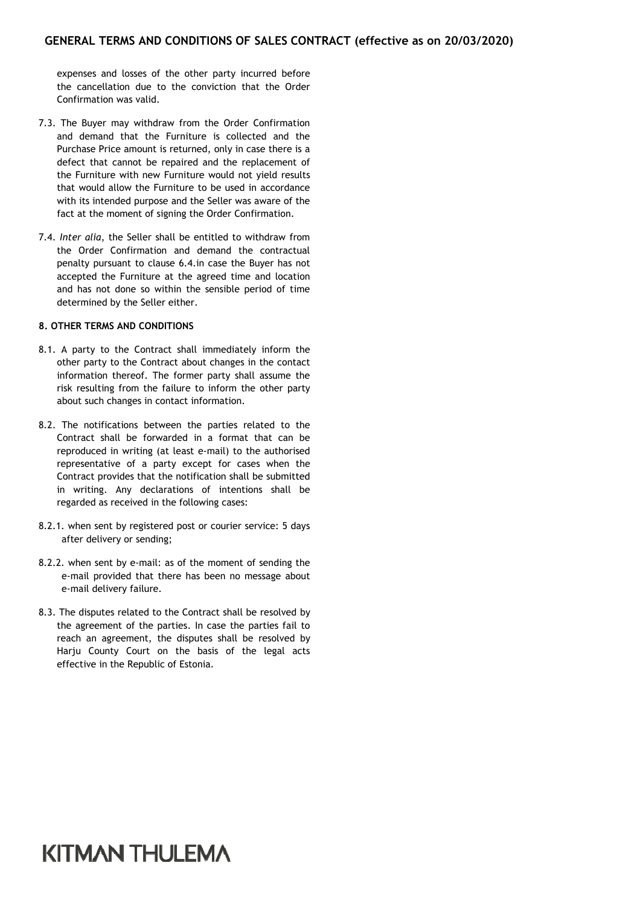expenses and losses of the other party incurred before the cancellation due to the conviction that the Order Confirmation was valid.

7.3. The Buyer may withdraw from the Order Confirmation and demand that the Furniture is collected and the Purchase Price amount is returned, only in case there is a defect that cannot be repaired and the replacement of the Furniture with new Furniture would not yield results that would allow the Furniture to be used in accordance with its intended purpose and the Seller was aware of the fact at the moment of signing the Order Confirmation.

7.4. *Inter alia*, the Seller shall be entitled to withdraw from the Order Confirmation and demand the contractual penalty pursuant to clause 6.4.in case the Buyer has not accepted the Furniture at the agreed time and location and has not done so within the sensible period of time determined by the Seller either.

**8. OTHER TERMS AND CONDITIONS**

8.1. A party to the Contract shall immediately inform the other party to the Contract about changes in the contact information thereof. The former party shall assume the risk resulting from the failure to inform the other party about such changes in contact information.

8.2. The notifications between the parties related to the Contract shall be forwarded in a format that can be reproduced in writing (at least e-mail) to the authorised representative of a party except for cases when the Contract provides that the notification shall be submitted in writing. Any declarations of intentions shall be regarded as received in the following cases:

8.2.1. when sent by registered post or courier service: 5 days after delivery or sending;

8.2.2. when sent by e-mail: as of the moment of sending the e-mail provided that there has been no message about e-mail delivery failure.

8.3. The disputes related to the Contract shall be resolved by the agreement of the parties. In case the parties fail to reach an agreement, the disputes shall be resolved by Harju County Court on the basis of the legal acts effective in the Republic of Estonia.